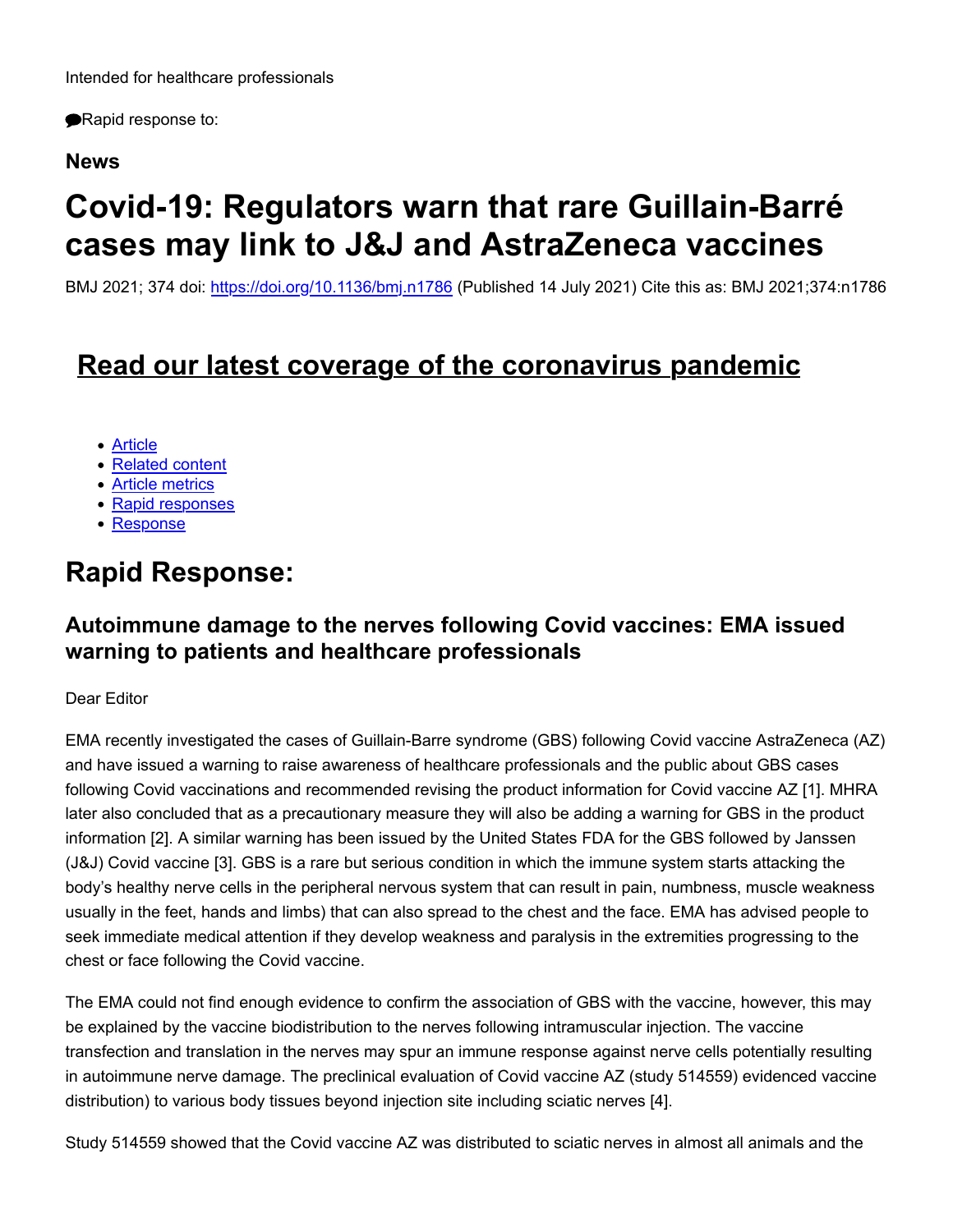Intended for healthcare professionals

Rapid response to:

**News**

# Covid-19: Regulators warn that rare Guillain-Barré cases may link to J&J and AstraZeneca vaccines

BMJ 2021; 374 doi: https://doi.org/10.1136/bmj.n1786 (Published 14 July 2021) Cite this as: BMJ 2021;374:n1786

## Read our latest coverage of the coronavirus pandemic

- Article
- Related content
- Article metrics
- Rapid responses
- Response

# Rapid Response:

### Autoimmune damage to the nerves following Covid vaccines: EMA issued warning to patients and healthcare professionals

Dear Editor

EMA recently investigated the cases of Guillain-Barre syndrome (GBS) following Covid vaccine AstraZeneca (AZ) and have issued a warning to raise awareness of healthcare professionals and the public about GBS cases following Covid vaccinations and recommended revising the product information for Covid vaccine AZ [1]. MHRA later also concluded that as a precautionary measure they will also be adding a warning for GBS in the product information [2]. A similar warning has been issued by the United States FDA for the GBS followed by Janssen (J&J) Covid vaccine [3]. GBS is a rare but serious condition in which the immune system starts attacking the body's healthy nerve cells in the peripheral nervous system that can result in pain, numbness, muscle weakness usually in the feet, hands and limbs) that can also spread to the chest and the face. EMA has advised people to seek immediate medical attention if they develop weakness and paralysis in the extremities progressing to the chest or face following the Covid vaccine.

The EMA could not find enough evidence to confirm the association of GBS with the vaccine, however, this may be explained by the vaccine biodistribution to the nerves following intramuscular injection. The vaccine transfection and translation in the nerves may spur an immune response against nerve cells potentially resulting in autoimmune nerve damage. The preclinical evaluation of Covid vaccine AZ (study 514559) evidenced vaccine distribution) to various body tissues beyond injection site including sciatic nerves [4].

Study 514559 showed that the Covid vaccine AZ was distributed to sciatic nerves in almost all animals and the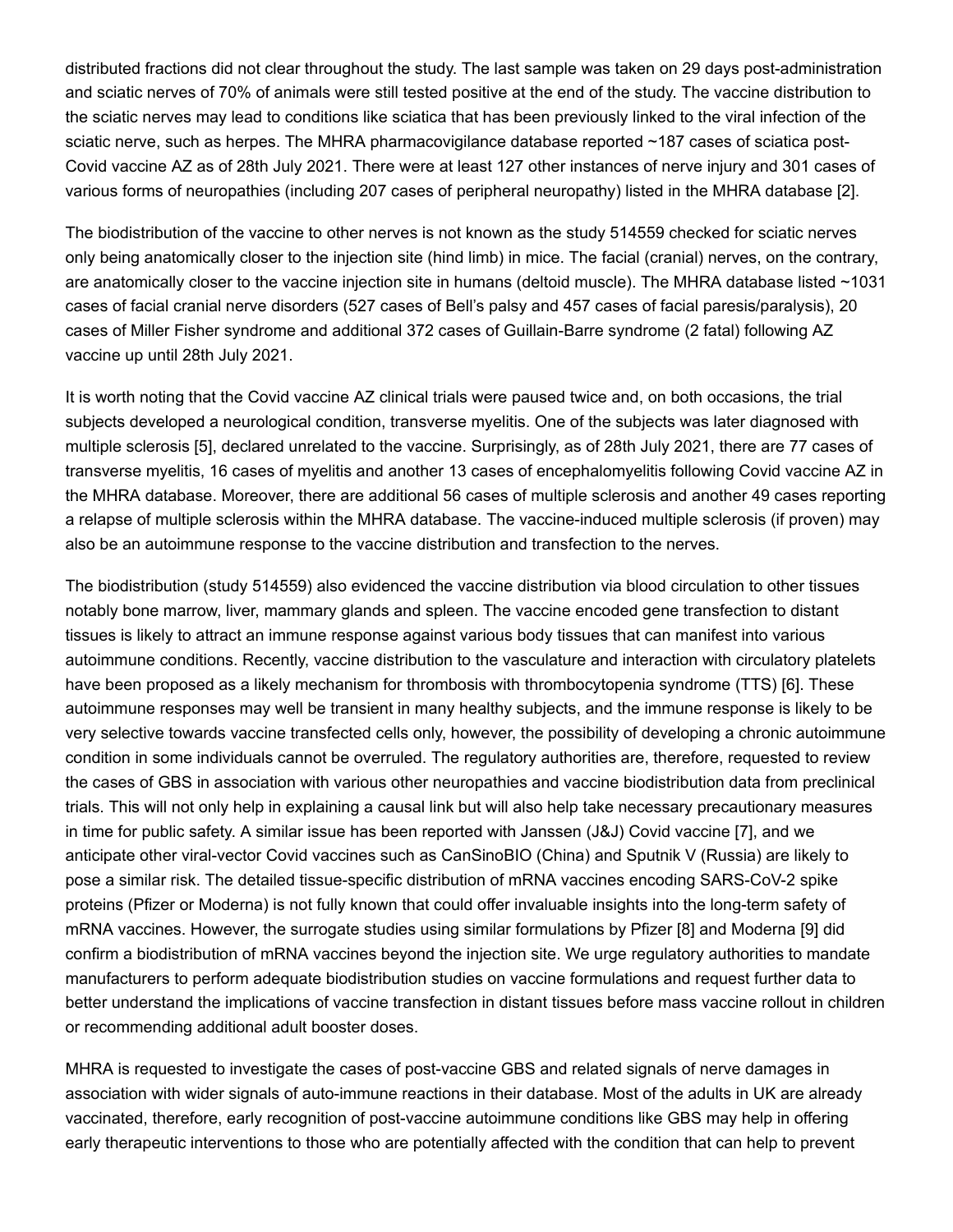distributed fractions did not clear throughout the study. The last sample was taken on 29 days post-administration and sciatic nerves of 70% of animals were still tested positive at the end of the study. The vaccine distribution to the sciatic nerves may lead to conditions like sciatica that has been previously linked to the viral infection of the sciatic nerve, such as herpes. The MHRA pharmacovigilance database reported ~187 cases of sciatica post-Covid vaccine AZ as of 28th July 2021. There were at least 127 other instances of nerve injury and 301 cases of various forms of neuropathies (including 207 cases of peripheral neuropathy) listed in the MHRA database [2].

The biodistribution of the vaccine to other nerves is not known as the study 514559 checked for sciatic nerves only being anatomically closer to the injection site (hind limb) in mice. The facial (cranial) nerves, on the contrary, are anatomically closer to the vaccine injection site in humans (deltoid muscle). The MHRA database listed ~1031 cases of facial cranial nerve disorders (527 cases of Bell's palsy and 457 cases of facial paresis/paralysis), 20 cases of Miller Fisher syndrome and additional 372 cases of Guillain-Barre syndrome (2 fatal) following AZ vaccine up until 28th July 2021.

It is worth noting that the Covid vaccine AZ clinical trials were paused twice and, on both occasions, the trial subjects developed a neurological condition, transverse myelitis. One of the subjects was later diagnosed with multiple sclerosis [5], declared unrelated to the vaccine. Surprisingly, as of 28th July 2021, there are 77 cases of transverse myelitis, 16 cases of myelitis and another 13 cases of encephalomyelitis following Covid vaccine AZ in the MHRA database. Moreover, there are additional 56 cases of multiple sclerosis and another 49 cases reporting a relapse of multiple sclerosis within the MHRA database. The vaccine-induced multiple sclerosis (if proven) may also be an autoimmune response to the vaccine distribution and transfection to the nerves.

The biodistribution (study 514559) also evidenced the vaccine distribution via blood circulation to other tissues notably bone marrow, liver, mammary glands and spleen. The vaccine encoded gene transfection to distant tissues is likely to attract an immune response against various body tissues that can manifest into various autoimmune conditions. Recently, vaccine distribution to the vasculature and interaction with circulatory platelets have been proposed as a likely mechanism for thrombosis with thrombocytopenia syndrome (TTS) [6]. These autoimmune responses may well be transient in many healthy subjects, and the immune response is likely to be very selective towards vaccine transfected cells only, however, the possibility of developing a chronic autoimmune condition in some individuals cannot be overruled. The regulatory authorities are, therefore, requested to review the cases of GBS in association with various other neuropathies and vaccine biodistribution data from preclinical trials. This will not only help in explaining a causal link but will also help take necessary precautionary measures in time for public safety. A similar issue has been reported with Janssen (J&J) Covid vaccine [7], and we anticipate other viral-vector Covid vaccines such as CanSinoBIO (China) and Sputnik V (Russia) are likely to pose a similar risk. The detailed tissue-specific distribution of mRNA vaccines encoding SARS-CoV-2 spike proteins (Pfizer or Moderna) is not fully known that could offer invaluable insights into the long-term safety of mRNA vaccines. However, the surrogate studies using similar formulations by Pfizer [8] and Moderna [9] did confirm a biodistribution of mRNA vaccines beyond the injection site. We urge regulatory authorities to mandate manufacturers to perform adequate biodistribution studies on vaccine formulations and request further data to better understand the implications of vaccine transfection in distant tissues before mass vaccine rollout in children or recommending additional adult booster doses.

MHRA is requested to investigate the cases of post-vaccine GBS and related signals of nerve damages in association with wider signals of auto-immune reactions in their database. Most of the adults in UK are already vaccinated, therefore, early recognition of post-vaccine autoimmune conditions like GBS may help in offering early therapeutic interventions to those who are potentially affected with the condition that can help to prevent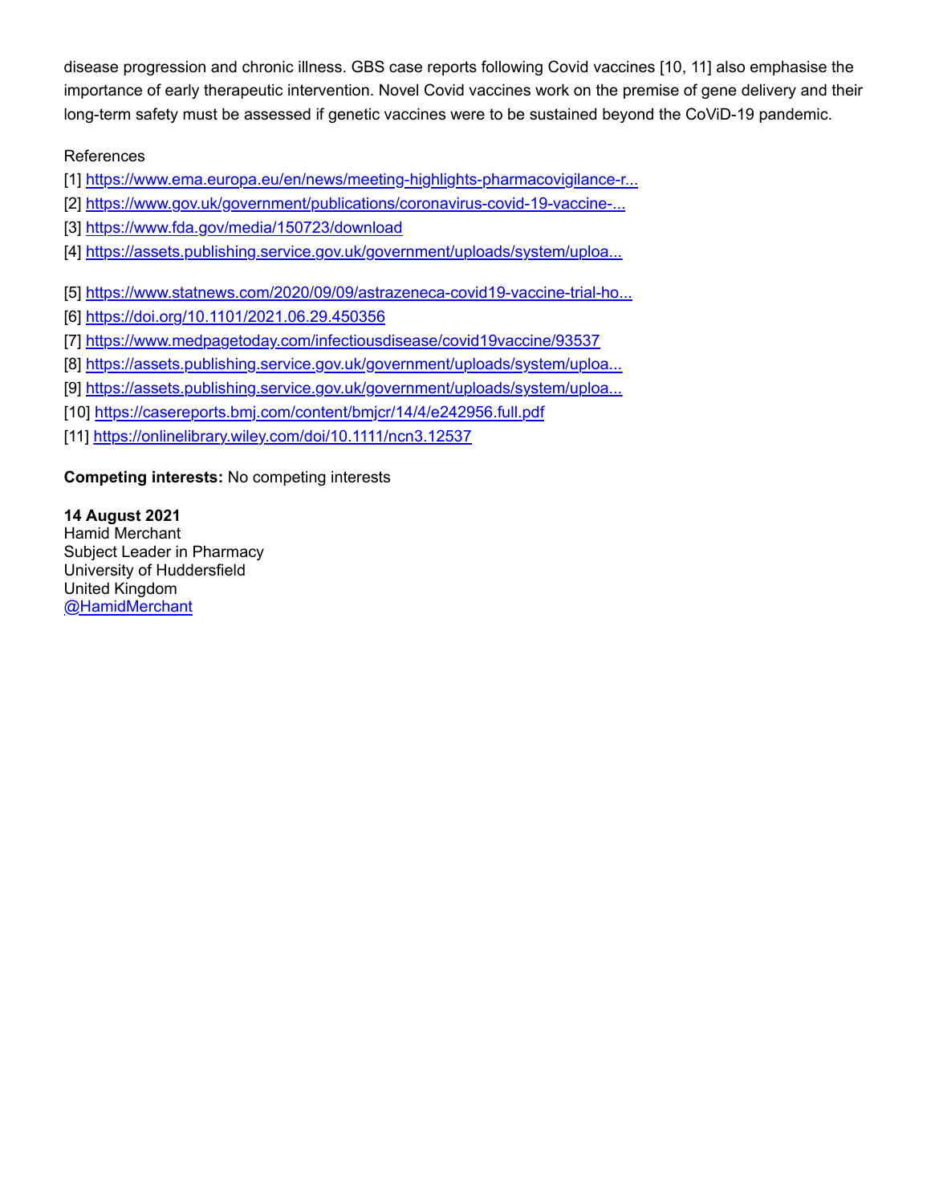disease progression and chronic illness. GBS case reports following Covid vaccines [10, 11] also emphasise the importance of early therapeutic intervention. Novel Covid vaccines work on the premise of gene delivery and their long-term safety must be assessed if genetic vaccines were to be sustained beyond the CoViD-19 pandemic.

References

[1] https://www.ema.europa.eu/en/news/meeting-highlights-pharmacovigilance-r...
[2] https://www.gov.uk/government/publications/coronavirus-covid-19-vaccine-...
[3] https://www.fda.gov/media/150723/download
[4] https://assets.publishing.service.gov.uk/government/uploads/system/uploa...

[5] https://www.statnews.com/2020/09/09/astrazeneca-covid19-vaccine-trial-ho...
[6] https://doi.org/10.1101/2021.06.29.450356
[7] https://www.medpagetoday.com/infectiousdisease/covid19vaccine/93537
[8] https://assets.publishing.service.gov.uk/government/uploads/system/uploa...
[9] https://assets.publishing.service.gov.uk/government/uploads/system/uploa...
[10] https://casereports.bmj.com/content/bmjcr/14/4/e242956.full.pdf
[11] https://onlinelibrary.wiley.com/doi/10.1111/ncn3.12537

**Competing interests:** No competing interests

**14 August 2021**
Hamid Merchant
Subject Leader in Pharmacy
University of Huddersfield
United Kingdom
@HamidMerchant